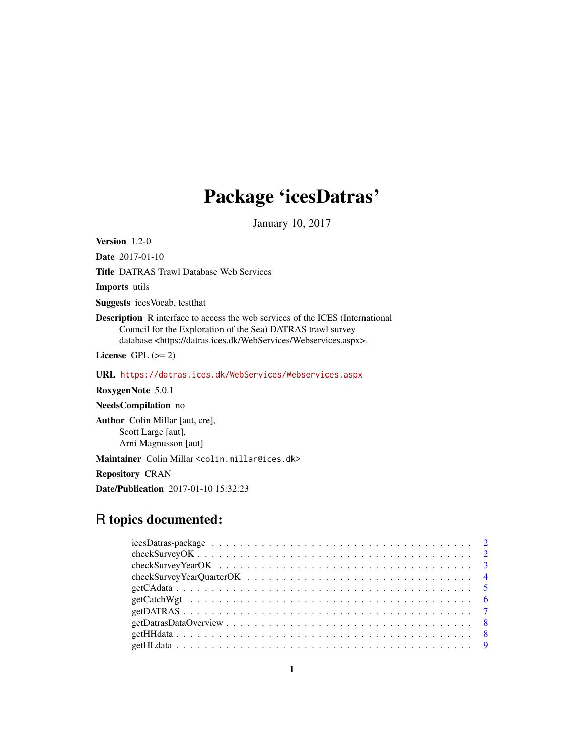# Package 'icesDatras'

January 10, 2017

**Version** 1.2-0

**Date** 2017-01-10

**Title** DATRAS Trawl Database Web Services

**Imports** utils

**Suggests** icesVocab, testthat

**Description** R interface to access the web services of the ICES (International Council for the Exploration of the Sea) DATRAS trawl survey database <https://datras.ices.dk/WebServices/Webservices.aspx>.

**License** GPL (>= 2)

**URL** https://datras.ices.dk/WebServices/Webservices.aspx

**RoxygenNote** 5.0.1

**NeedsCompilation** no

**Author** Colin Millar [aut, cre], Scott Large [aut], Arni Magnusson [aut]

**Maintainer** Colin Millar <colin.millar@ices.dk>

**Repository** CRAN

**Date/Publication** 2017-01-10 15:32:23

## R topics documented:

| | |
|---|---|
| icesDatras-package | 2 |
| checkSurveyOK | 2 |
| checkSurveyYearOK | 3 |
| checkSurveyYearQuarterOK | 4 |
| getCAdata | 5 |
| getCatchWgt | 6 |
| getDATRAS | 7 |
| getDatrasDataOverview | 8 |
| getHHdata | 8 |
| getHLdata | 9 |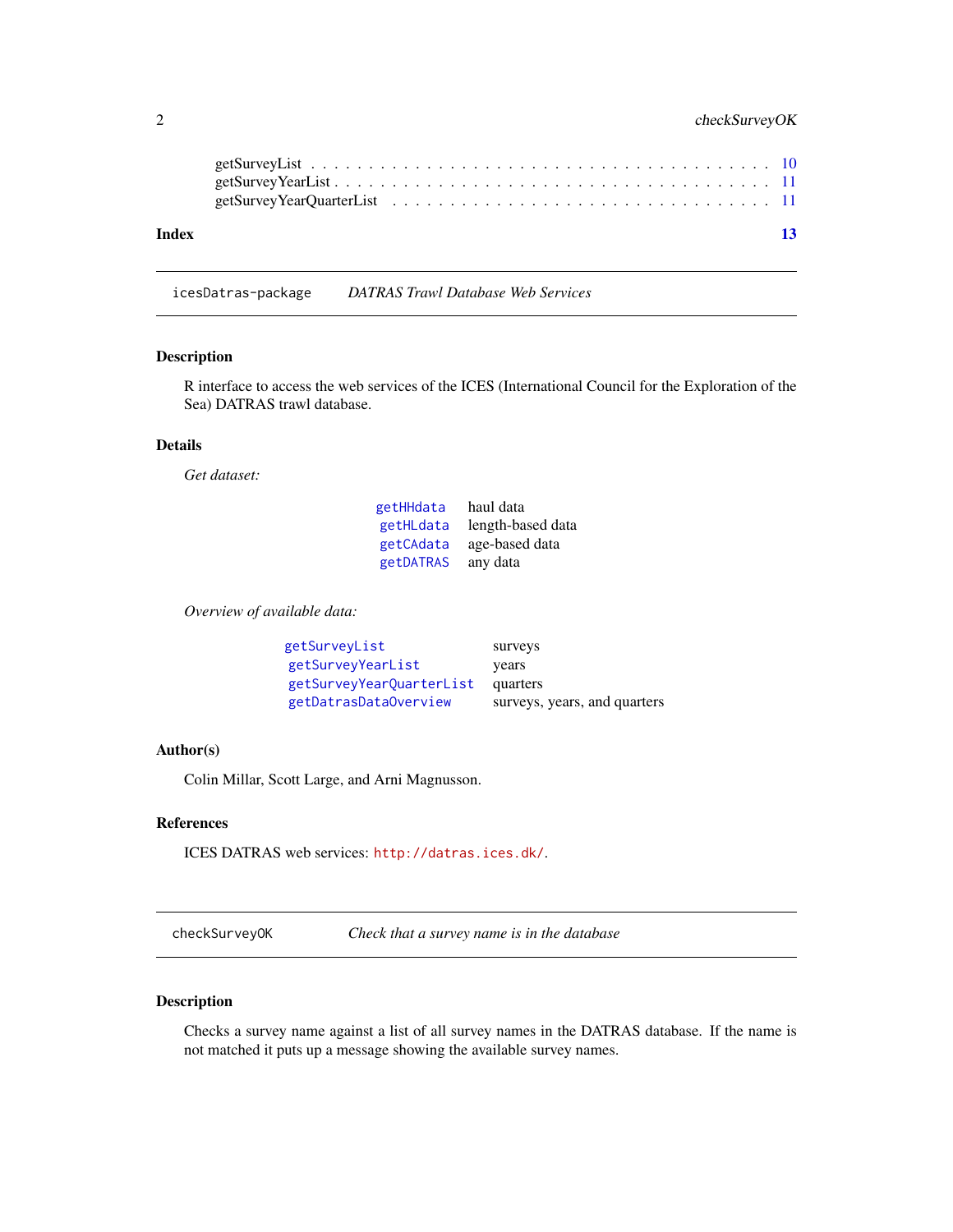getSurveyList . . . . . . . . . . . . . . . . . . . . . . . . . . . . . . . . . . . . . 10
getSurveyYearList . . . . . . . . . . . . . . . . . . . . . . . . . . . . . . . . . . . 11
getSurveyYearQuarterList . . . . . . . . . . . . . . . . . . . . . . . . . . . . . . . 11

**Index** **13**

---

`icesDatras-package` *DATRAS Trawl Database Web Services*

---

### Description

R interface to access the web services of the ICES (International Council for the Exploration of the Sea) DATRAS trawl database.

### Details

*Get dataset:*

| | |
|---|---|
| `getHHdata` | haul data |
| `getHLdata` | length-based data |
| `getCAdata` | age-based data |
| `getDATRAS` | any data |

*Overview of available data:*

| | |
|---|---|
| `getSurveyList` | surveys |
| `getSurveyYearList` | years |
| `getSurveyYearQuarterList` | quarters |
| `getDatrasDataOverview` | surveys, years, and quarters |

### Author(s)

Colin Millar, Scott Large, and Arni Magnusson.

### References

ICES DATRAS web services: `http://datras.ices.dk/`.

---

`checkSurveyOK` *Check that a survey name is in the database*

---

### Description

Checks a survey name against a list of all survey names in the DATRAS database. If the name is not matched it puts up a message showing the available survey names.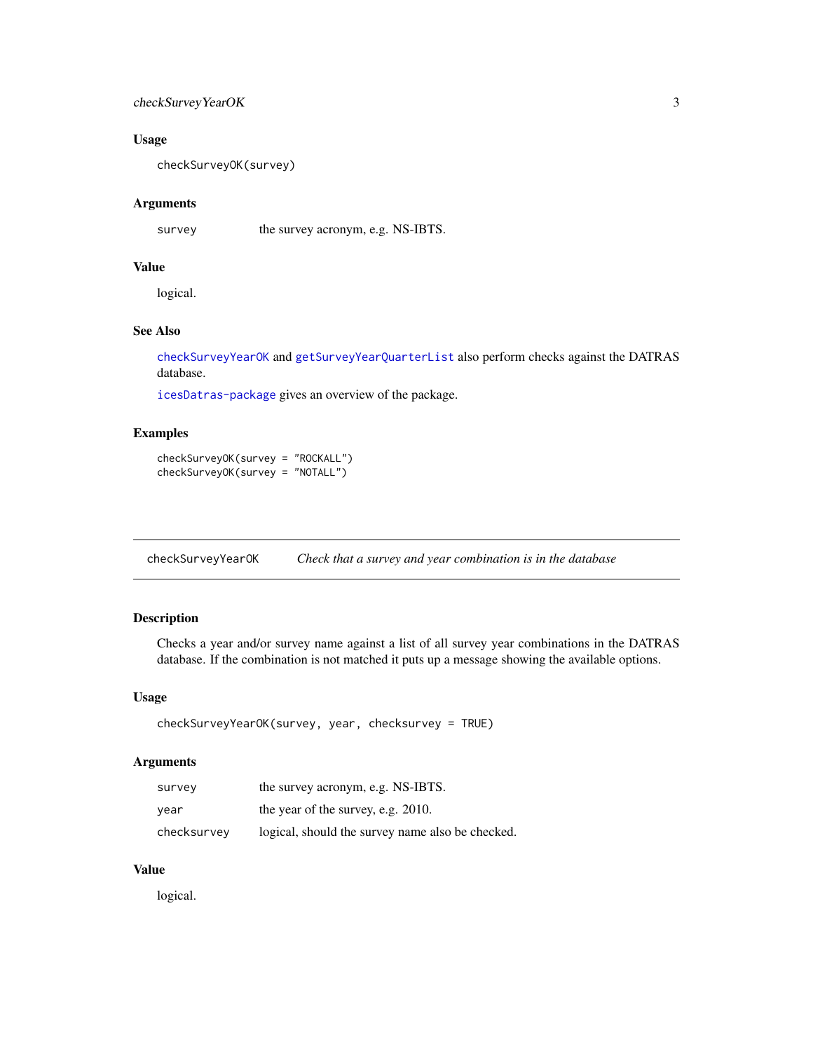### Usage

```
checkSurveyOK(survey)
```

### Arguments

| | |
|---|---|
| survey | the survey acronym, e.g. NS-IBTS. |

### Value

logical.

### See Also

checkSurveyYearOK and getSurveyYearQuarterList also perform checks against the DATRAS database.

icesDatras-package gives an overview of the package.

### Examples

```
checkSurveyOK(survey = "ROCKALL")
checkSurveyOK(survey = "NOTALL")
```

---

## checkSurveyYearOK &nbsp;&nbsp;&nbsp; *Check that a survey and year combination is in the database*

---

### Description

Checks a year and/or survey name against a list of all survey year combinations in the DATRAS database. If the combination is not matched it puts up a message showing the available options.

### Usage

```
checkSurveyYearOK(survey, year, checksurvey = TRUE)
```

### Arguments

| | |
|---|---|
| survey | the survey acronym, e.g. NS-IBTS. |
| year | the year of the survey, e.g. 2010. |
| checksurvey | logical, should the survey name also be checked. |

### Value

logical.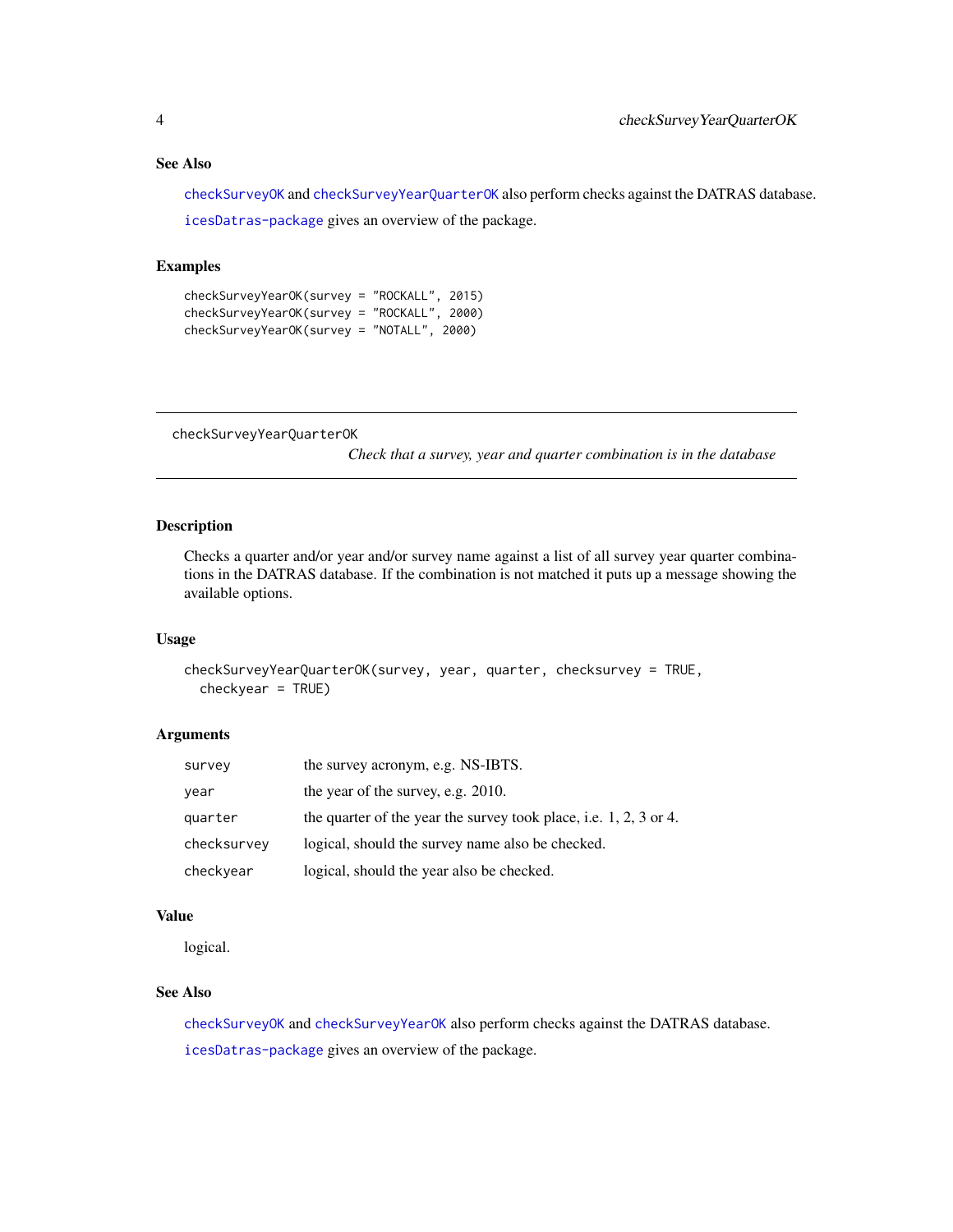### See Also

checkSurveyOK and checkSurveyYearQuarterOK also perform checks against the DATRAS database.

icesDatras-package gives an overview of the package.

### Examples

```
checkSurveyYearOK(survey = "ROCKALL", 2015)
checkSurveyYearOK(survey = "ROCKALL", 2000)
checkSurveyYearOK(survey = "NOTALL", 2000)
```

---

## checkSurveyYearQuarterOK

*Check that a survey, year and quarter combination is in the database*

---

### Description

Checks a quarter and/or year and/or survey name against a list of all survey year quarter combinations in the DATRAS database. If the combination is not matched it puts up a message showing the available options.

### Usage

```
checkSurveyYearQuarterOK(survey, year, quarter, checksurvey = TRUE,
  checkyear = TRUE)
```

### Arguments

| | |
|---|---|
| survey | the survey acronym, e.g. NS-IBTS. |
| year | the year of the survey, e.g. 2010. |
| quarter | the quarter of the year the survey took place, i.e. 1, 2, 3 or 4. |
| checksurvey | logical, should the survey name also be checked. |
| checkyear | logical, should the year also be checked. |

### Value

logical.

### See Also

checkSurveyOK and checkSurveyYearOK also perform checks against the DATRAS database.

icesDatras-package gives an overview of the package.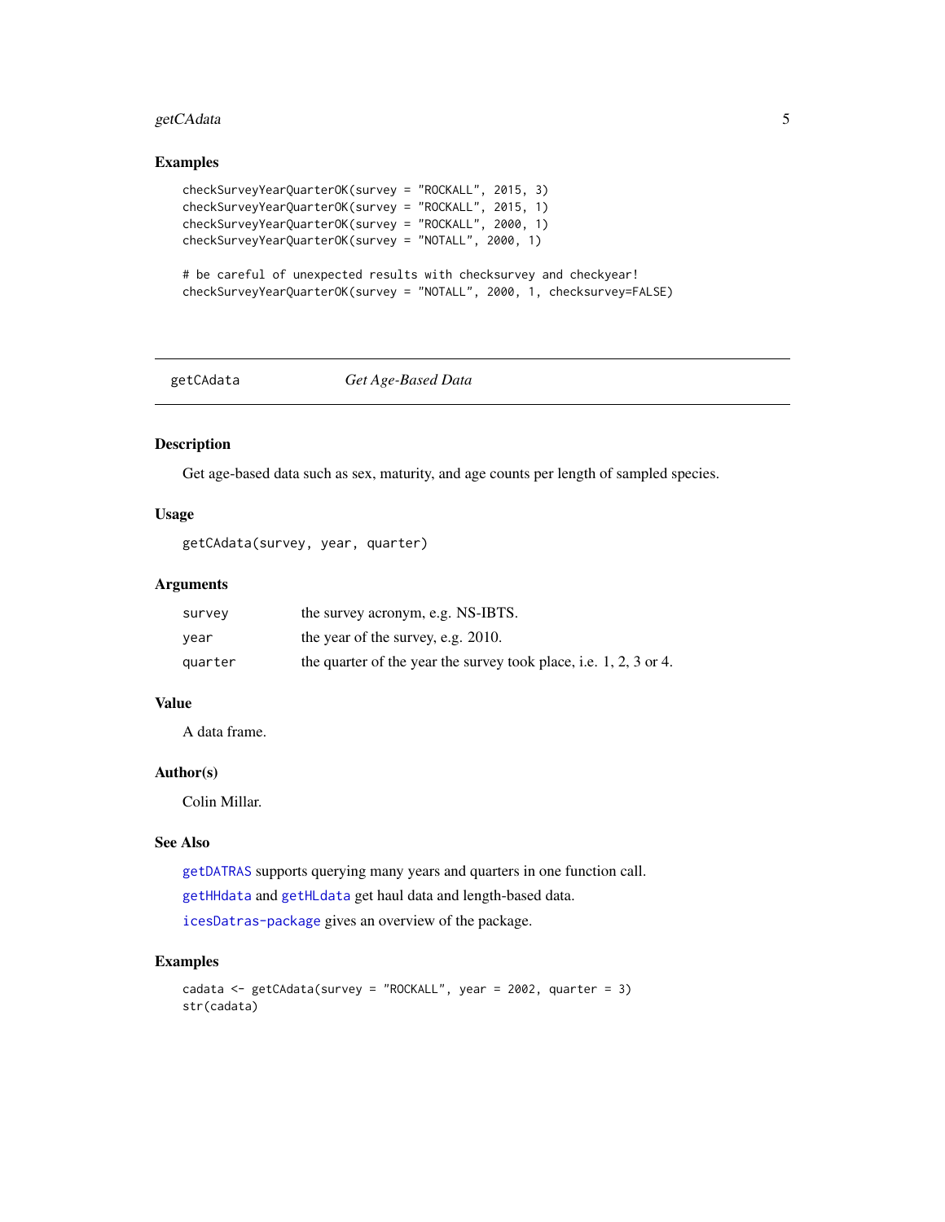### Examples

```
checkSurveyYearQuarterOK(survey = "ROCKALL", 2015, 3)
checkSurveyYearQuarterOK(survey = "ROCKALL", 2015, 1)
checkSurveyYearQuarterOK(survey = "ROCKALL", 2000, 1)
checkSurveyYearQuarterOK(survey = "NOTALL", 2000, 1)

# be careful of unexpected results with checksurvey and checkyear!
checkSurveyYearQuarterOK(survey = "NOTALL", 2000, 1, checksurvey=FALSE)
```

---

## getCAdata — *Get Age-Based Data*

---

### Description

Get age-based data such as sex, maturity, and age counts per length of sampled species.

### Usage

```
getCAdata(survey, year, quarter)
```

### Arguments

| | |
|---|---|
| `survey` | the survey acronym, e.g. NS-IBTS. |
| `year` | the year of the survey, e.g. 2010. |
| `quarter` | the quarter of the year the survey took place, i.e. 1, 2, 3 or 4. |

### Value

A data frame.

### Author(s)

Colin Millar.

### See Also

`getDATRAS` supports querying many years and quarters in one function call.

`getHHdata` and `getHLdata` get haul data and length-based data.

`icesDatras-package` gives an overview of the package.

### Examples

```
cadata <- getCAdata(survey = "ROCKALL", year = 2002, quarter = 3)
str(cadata)
```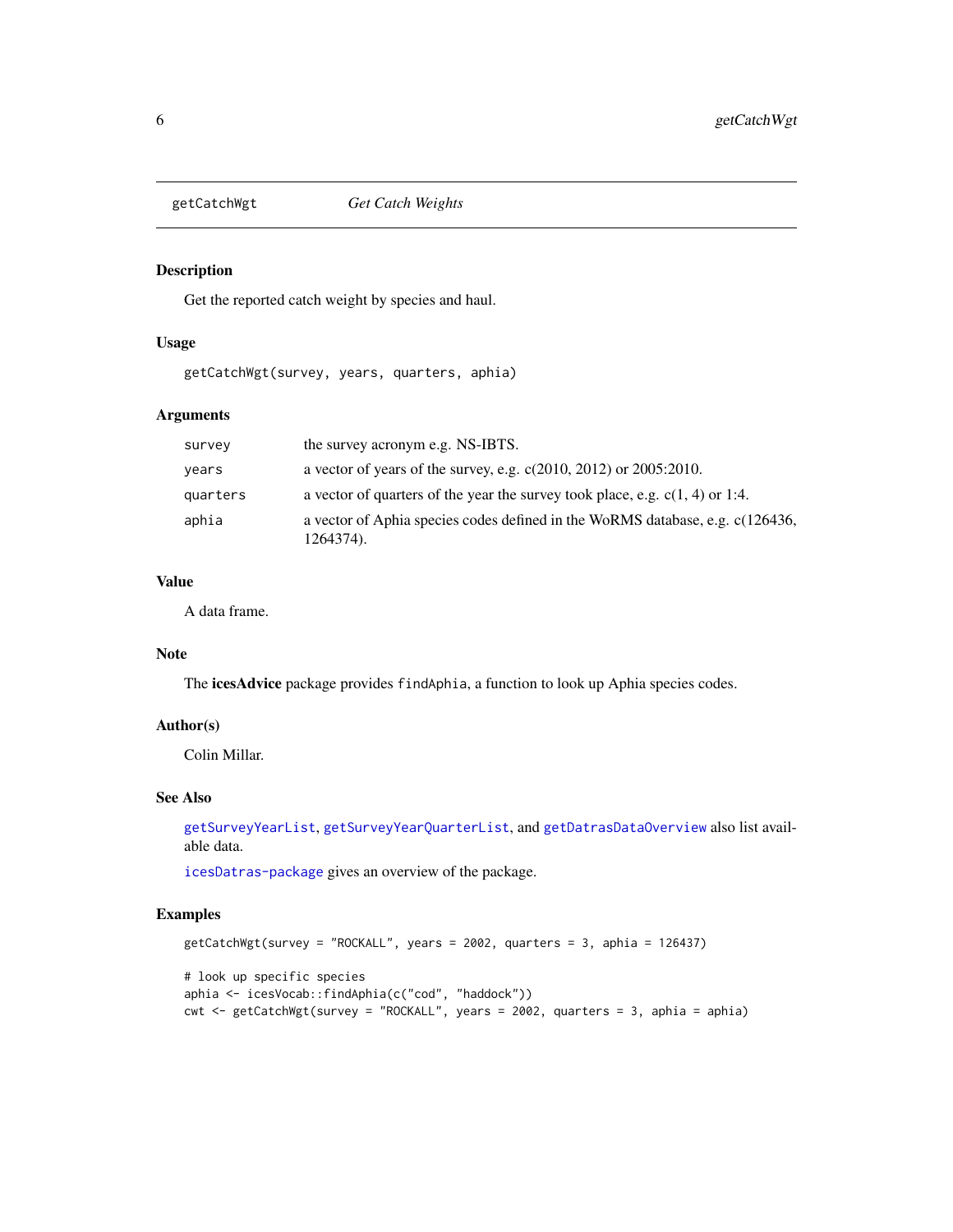# getCatchWgt *Get Catch Weights*

## Description

Get the reported catch weight by species and haul.

## Usage

```
getCatchWgt(survey, years, quarters, aphia)
```

## Arguments

| | |
|---|---|
| `survey` | the survey acronym e.g. NS-IBTS. |
| `years` | a vector of years of the survey, e.g. c(2010, 2012) or 2005:2010. |
| `quarters` | a vector of quarters of the year the survey took place, e.g. c(1, 4) or 1:4. |
| `aphia` | a vector of Aphia species codes defined in the WoRMS database, e.g. c(126436, 1264374). |

## Value

A data frame.

## Note

The **icesAdvice** package provides `findAphia`, a function to look up Aphia species codes.

## Author(s)

Colin Millar.

## See Also

`getSurveyYearList`, `getSurveyYearQuarterList`, and `getDatrasDataOverview` also list available data.

`icesDatras-package` gives an overview of the package.

## Examples

```
getCatchWgt(survey = "ROCKALL", years = 2002, quarters = 3, aphia = 126437)

# look up specific species
aphia <- icesVocab::findAphia(c("cod", "haddock"))
cwt <- getCatchWgt(survey = "ROCKALL", years = 2002, quarters = 3, aphia = aphia)
```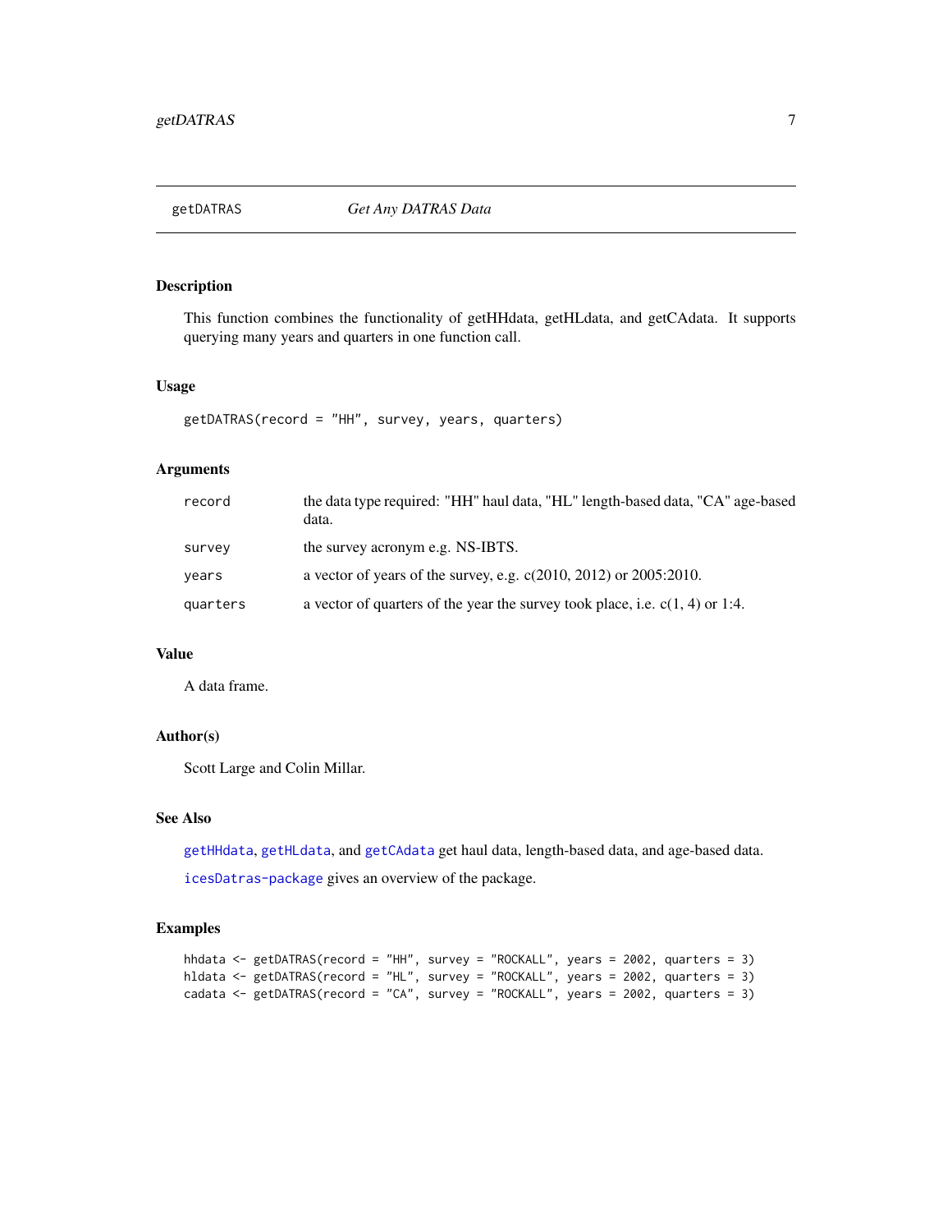## getDATRAS — *Get Any DATRAS Data*

### Description

This function combines the functionality of getHHdata, getHLdata, and getCAdata. It supports querying many years and quarters in one function call.

### Usage

```
getDATRAS(record = "HH", survey, years, quarters)
```

### Arguments

| | |
|---|---|
| `record` | the data type required: "HH" haul data, "HL" length-based data, "CA" age-based data. |
| `survey` | the survey acronym e.g. NS-IBTS. |
| `years` | a vector of years of the survey, e.g. c(2010, 2012) or 2005:2010. |
| `quarters` | a vector of quarters of the year the survey took place, i.e. c(1, 4) or 1:4. |

### Value

A data frame.

### Author(s)

Scott Large and Colin Millar.

### See Also

`getHHdata`, `getHLdata`, and `getCAdata` get haul data, length-based data, and age-based data.

`icesDatras-package` gives an overview of the package.

### Examples

```
hhdata <- getDATRAS(record = "HH", survey = "ROCKALL", years = 2002, quarters = 3)
hldata <- getDATRAS(record = "HL", survey = "ROCKALL", years = 2002, quarters = 3)
cadata <- getDATRAS(record = "CA", survey = "ROCKALL", years = 2002, quarters = 3)
```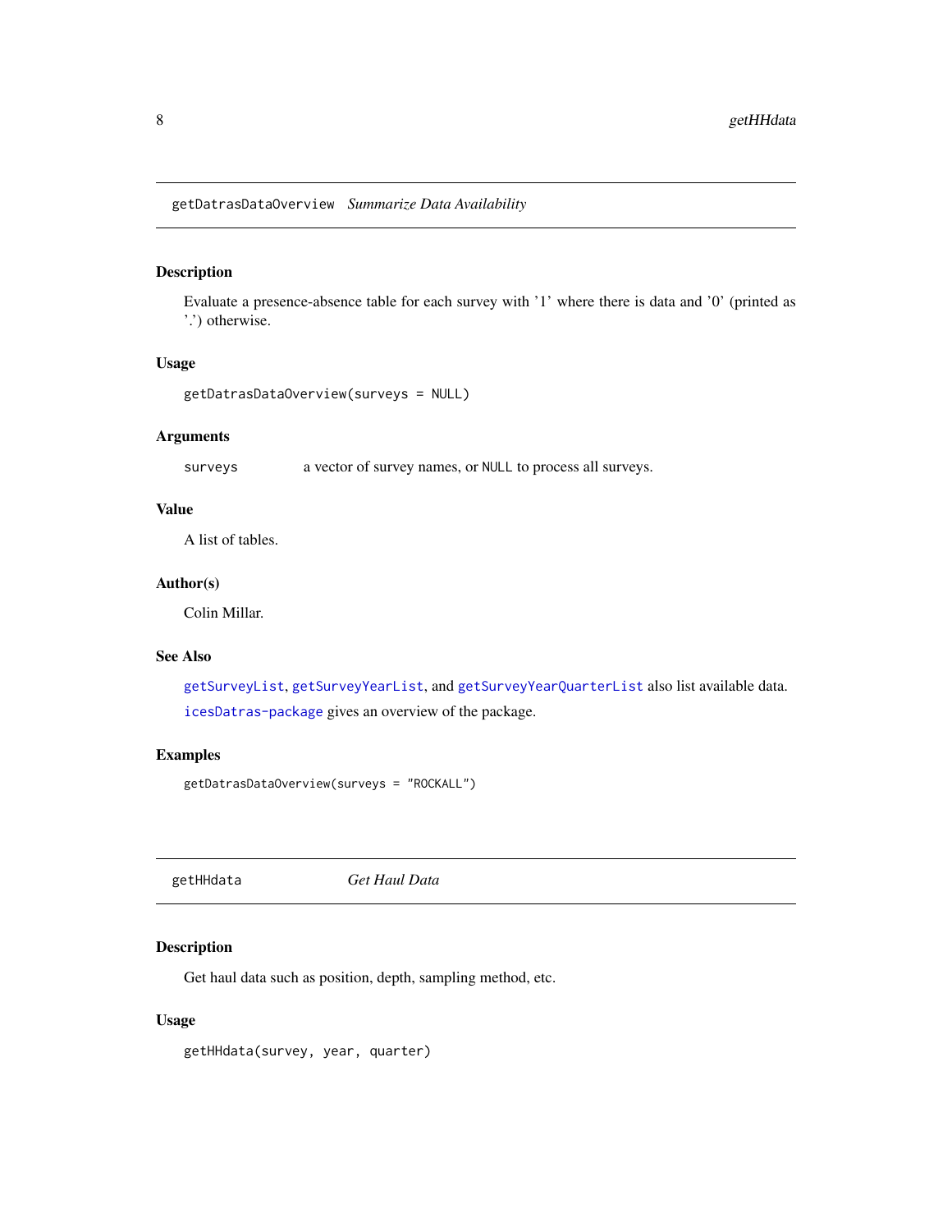## `getDatrasDataOverview` *Summarize Data Availability*

### Description

Evaluate a presence-absence table for each survey with '1' where there is data and '0' (printed as '.') otherwise.

### Usage

```
getDatrasDataOverview(surveys = NULL)
```

### Arguments

| | |
|---|---|
| `surveys` | a vector of survey names, or `NULL` to process all surveys. |

### Value

A list of tables.

### Author(s)

Colin Millar.

### See Also

`getSurveyList`, `getSurveyYearList`, and `getSurveyYearQuarterList` also list available data.

`icesDatras-package` gives an overview of the package.

### Examples

```
getDatrasDataOverview(surveys = "ROCKALL")
```

## `getHHdata` *Get Haul Data*

### Description

Get haul data such as position, depth, sampling method, etc.

### Usage

```
getHHdata(survey, year, quarter)
```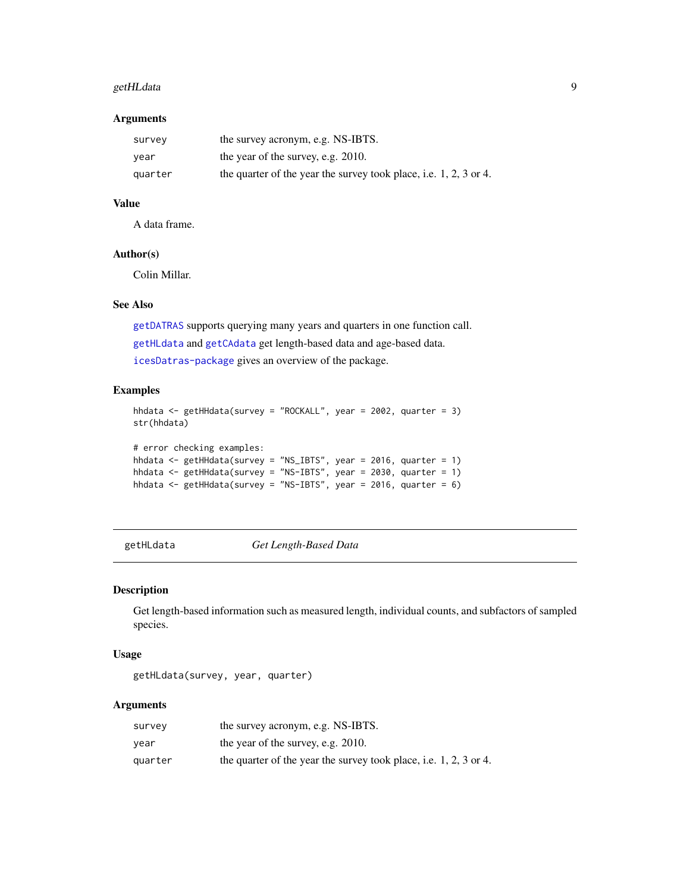### Arguments

| | |
|---|---|
| `survey` | the survey acronym, e.g. NS-IBTS. |
| `year` | the year of the survey, e.g. 2010. |
| `quarter` | the quarter of the year the survey took place, i.e. 1, 2, 3 or 4. |

### Value

A data frame.

### Author(s)

Colin Millar.

### See Also

`getDATRAS` supports querying many years and quarters in one function call.

`getHLdata` and `getCAdata` get length-based data and age-based data.

`icesDatras-package` gives an overview of the package.

### Examples

```
hhdata <- getHHdata(survey = "ROCKALL", year = 2002, quarter = 3)
str(hhdata)

# error checking examples:
hhdata <- getHHdata(survey = "NS_IBTS", year = 2016, quarter = 1)
hhdata <- getHHdata(survey = "NS-IBTS", year = 2030, quarter = 1)
hhdata <- getHHdata(survey = "NS-IBTS", year = 2016, quarter = 6)
```

---

## getHLdata — *Get Length-Based Data*

### Description

Get length-based information such as measured length, individual counts, and subfactors of sampled species.

### Usage

```
getHLdata(survey, year, quarter)
```

### Arguments

| | |
|---|---|
| `survey` | the survey acronym, e.g. NS-IBTS. |
| `year` | the year of the survey, e.g. 2010. |
| `quarter` | the quarter of the year the survey took place, i.e. 1, 2, 3 or 4. |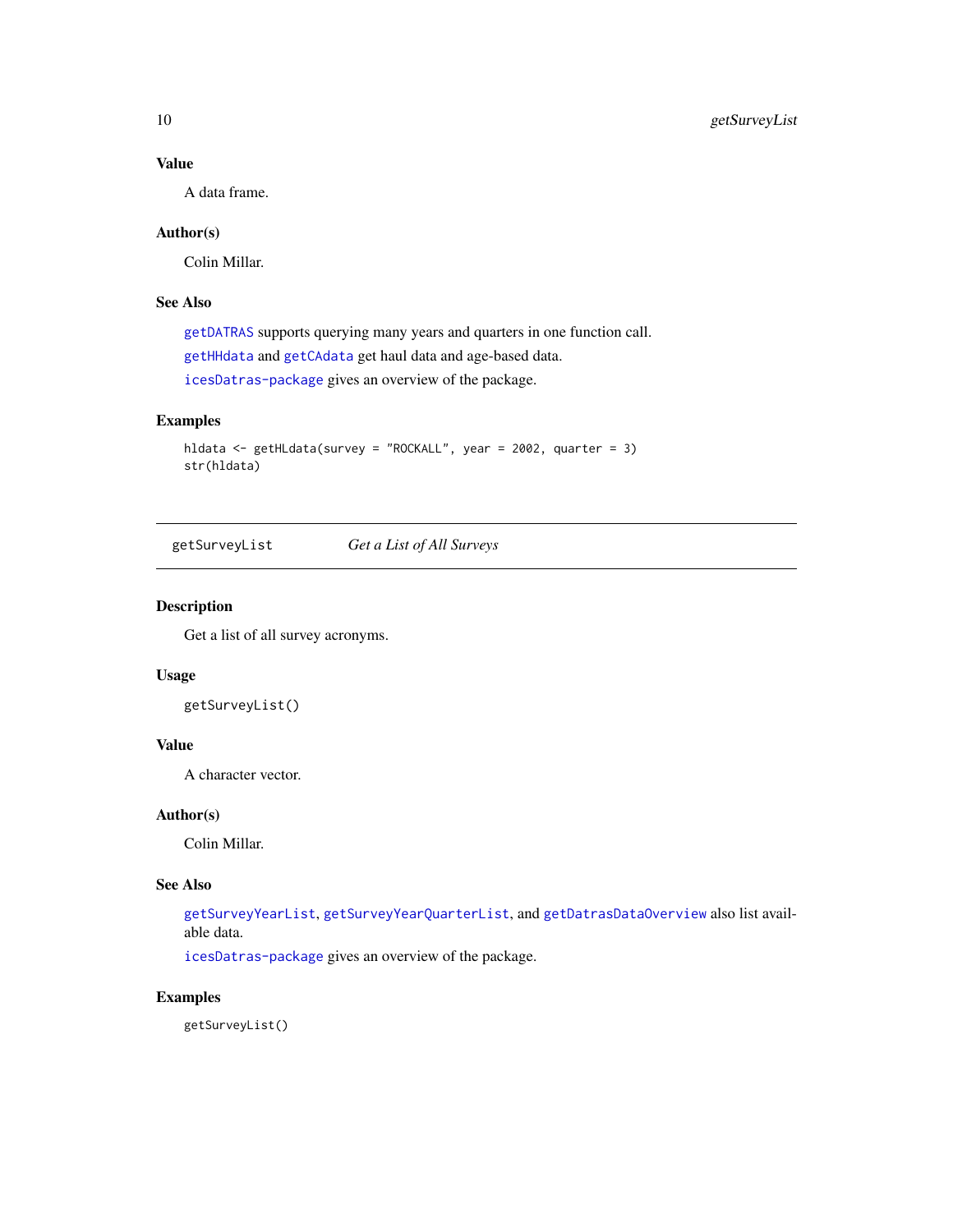### Value

A data frame.

### Author(s)

Colin Millar.

### See Also

getDATRAS supports querying many years and quarters in one function call.

getHHdata and getCAdata get haul data and age-based data.

icesDatras-package gives an overview of the package.

### Examples

```
hldata <- getHLdata(survey = "ROCKALL", year = 2002, quarter = 3)
str(hldata)
```

---

## getSurveyList — *Get a List of All Surveys*

### Description

Get a list of all survey acronyms.

### Usage

```
getSurveyList()
```

### Value

A character vector.

### Author(s)

Colin Millar.

### See Also

getSurveyYearList, getSurveyYearQuarterList, and getDatrasDataOverview also list available data.

icesDatras-package gives an overview of the package.

### Examples

```
getSurveyList()
```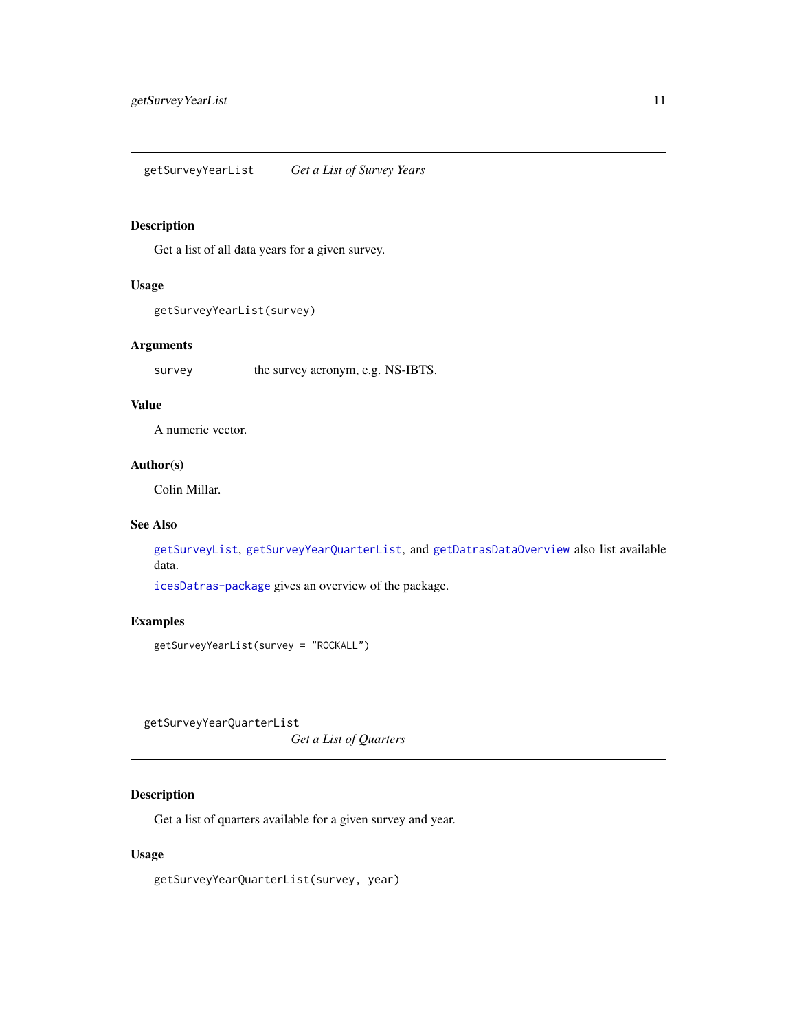## getSurveyYearList *Get a List of Survey Years*

### Description

Get a list of all data years for a given survey.

### Usage

```
getSurveyYearList(survey)
```

### Arguments

| | |
|---|---|
| survey | the survey acronym, e.g. NS-IBTS. |

### Value

A numeric vector.

### Author(s)

Colin Millar.

### See Also

getSurveyList, getSurveyYearQuarterList, and getDatrasDataOverview also list available data.

icesDatras-package gives an overview of the package.

### Examples

```
getSurveyYearList(survey = "ROCKALL")
```

## getSurveyYearQuarterList *Get a List of Quarters*

### Description

Get a list of quarters available for a given survey and year.

### Usage

```
getSurveyYearQuarterList(survey, year)
```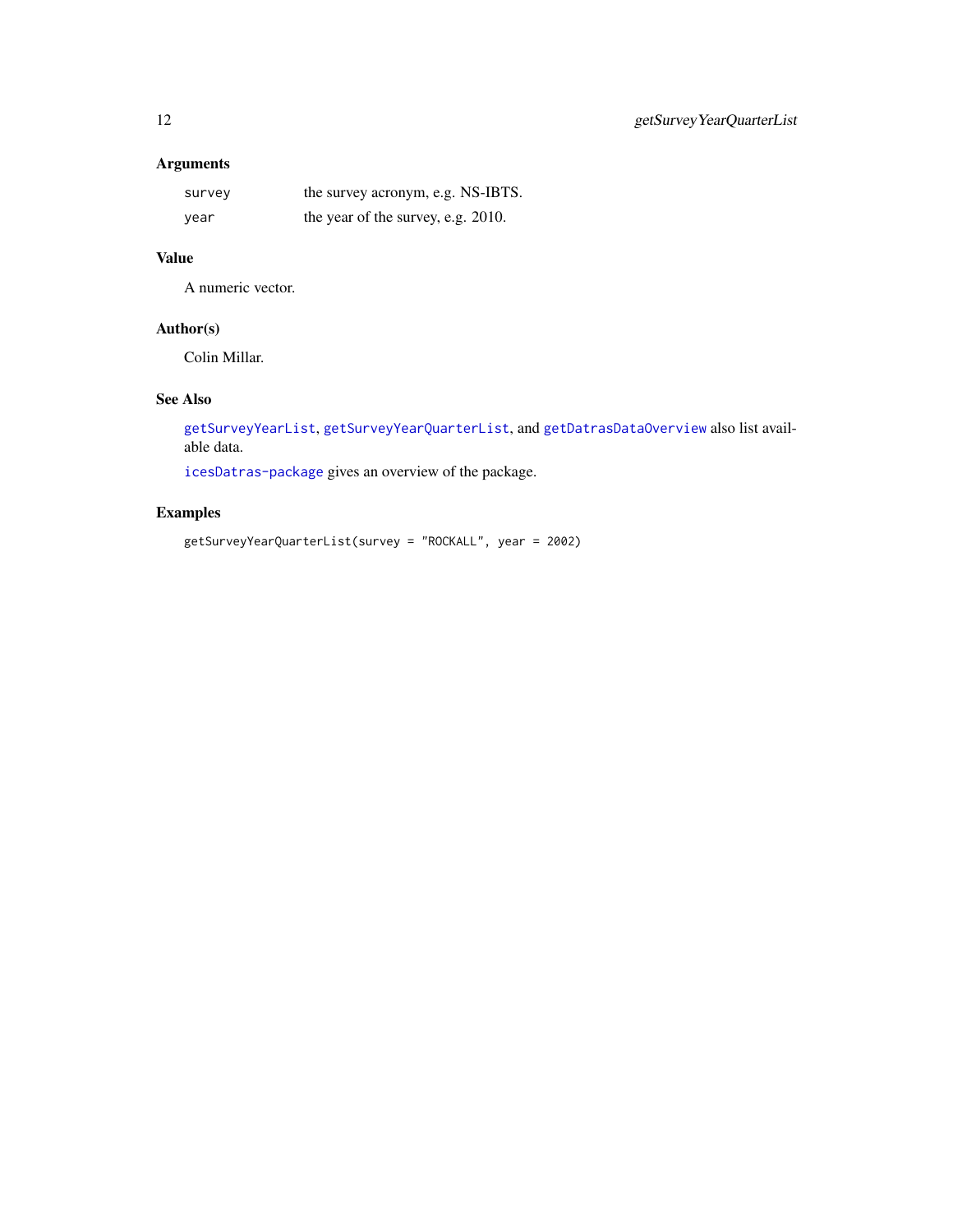### Arguments

| | |
|---|---|
| `survey` | the survey acronym, e.g. NS-IBTS. |
| `year` | the year of the survey, e.g. 2010. |

### Value

A numeric vector.

### Author(s)

Colin Millar.

### See Also

`getSurveyYearList`, `getSurveyYearQuarterList`, and `getDatrasDataOverview` also list available data.

`icesDatras-package` gives an overview of the package.

### Examples

```
getSurveyYearQuarterList(survey = "ROCKALL", year = 2002)
```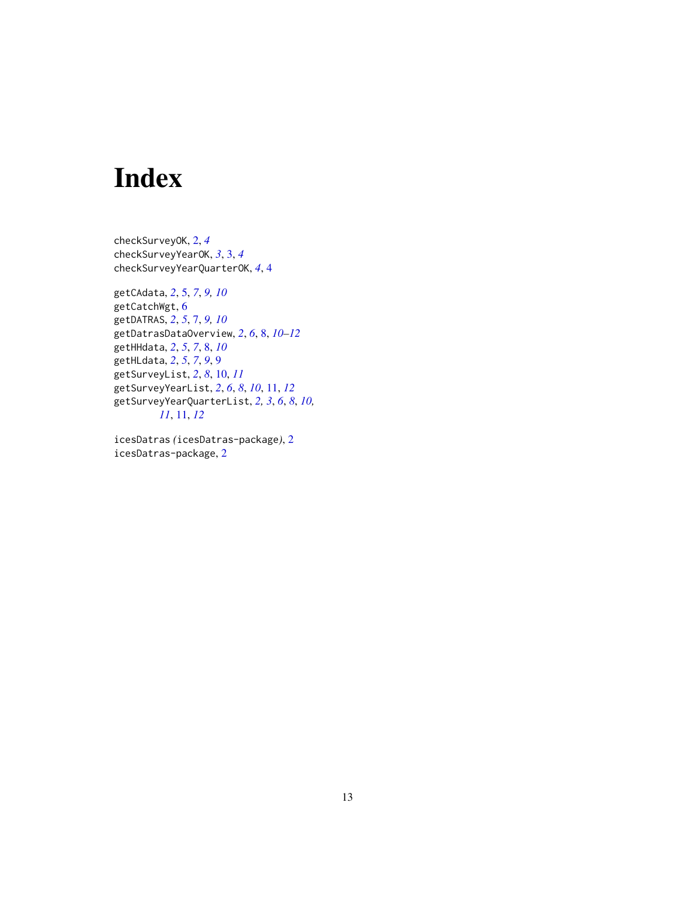# Index

checkSurveyOK, 2, *4*
checkSurveyYearOK, *3*, 3, *4*
checkSurveyYearQuarterOK, *4*, 4

getCAdata, *2*, 5, *7*, *9, 10*
getCatchWgt, 6
getDATRAS, *2*, *5*, 7, *9, 10*
getDatrasDataOverview, *2*, *6*, 8, *10–12*
getHHdata, *2*, *5*, *7*, 8, *10*
getHLdata, *2*, *5*, *7*, *9*, 9
getSurveyList, *2*, *8*, 10, *11*
getSurveyYearList, *2*, *6*, *8*, *10*, 11, *12*
getSurveyYearQuarterList, *2, 3*, *6*, *8*, *10, 11*, 11, *12*

icesDatras (icesDatras-package), 2
icesDatras-package, 2